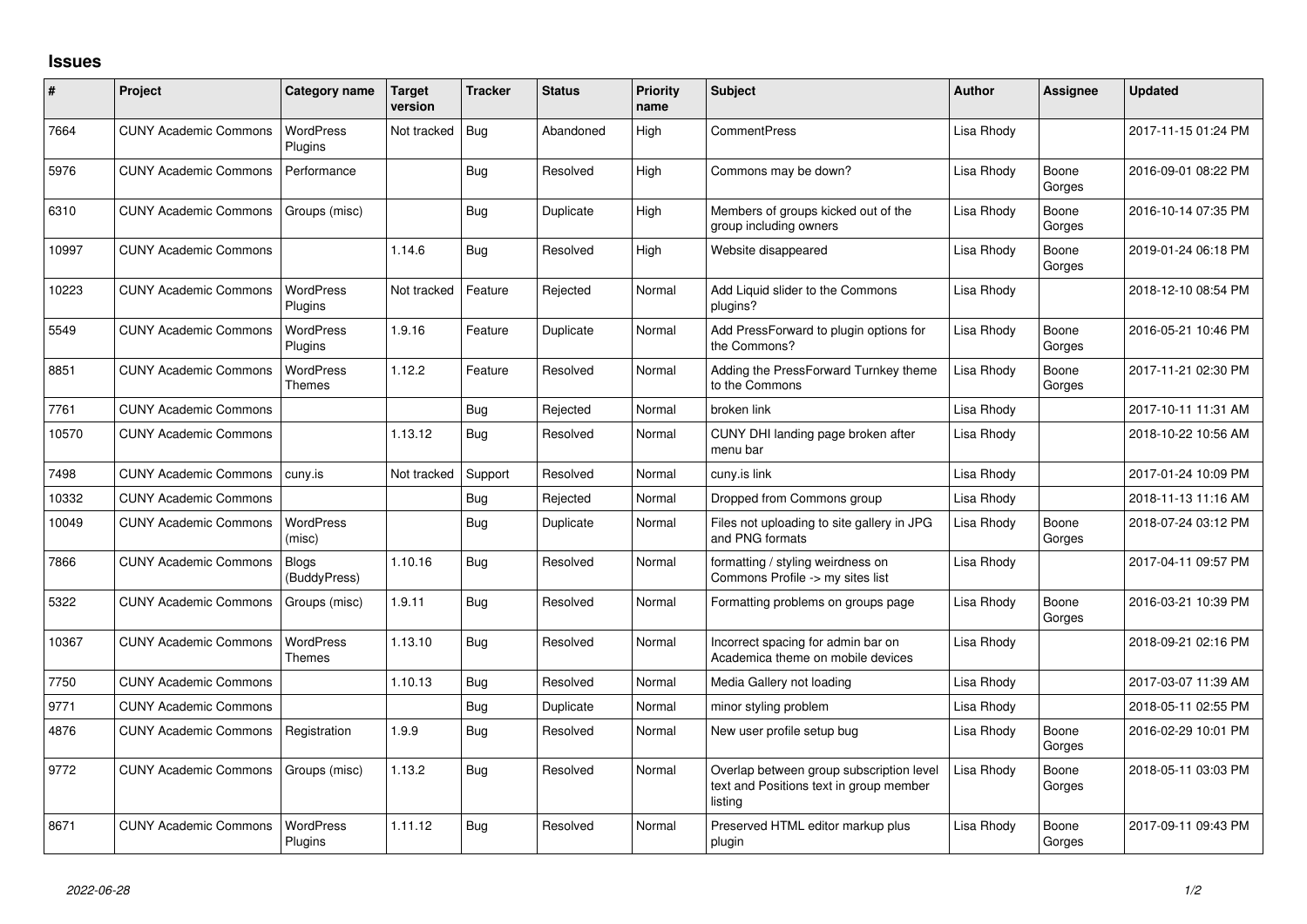## Issues

| # | Project | Category name | Target version | Tracker | Status | Priority name | Subject | Author | Assignee | Updated |
|---|---|---|---|---|---|---|---|---|---|---|
| 7664 | CUNY Academic Commons | WordPress Plugins | Not tracked | Bug | Abandoned | High | CommentPress | Lisa Rhody | | 2017-11-15 01:24 PM |
| 5976 | CUNY Academic Commons | Performance | | Bug | Resolved | High | Commons may be down? | Lisa Rhody | Boone Gorges | 2016-09-01 08:22 PM |
| 6310 | CUNY Academic Commons | Groups (misc) | | Bug | Duplicate | High | Members of groups kicked out of the group including owners | Lisa Rhody | Boone Gorges | 2016-10-14 07:35 PM |
| 10997 | CUNY Academic Commons | | 1.14.6 | Bug | Resolved | High | Website disappeared | Lisa Rhody | Boone Gorges | 2019-01-24 06:18 PM |
| 10223 | CUNY Academic Commons | WordPress Plugins | Not tracked | Feature | Rejected | Normal | Add Liquid slider to the Commons plugins? | Lisa Rhody | | 2018-12-10 08:54 PM |
| 5549 | CUNY Academic Commons | WordPress Plugins | 1.9.16 | Feature | Duplicate | Normal | Add PressForward to plugin options for the Commons? | Lisa Rhody | Boone Gorges | 2016-05-21 10:46 PM |
| 8851 | CUNY Academic Commons | WordPress Themes | 1.12.2 | Feature | Resolved | Normal | Adding the PressForward Turnkey theme to the Commons | Lisa Rhody | Boone Gorges | 2017-11-21 02:30 PM |
| 7761 | CUNY Academic Commons | | | Bug | Rejected | Normal | broken link | Lisa Rhody | | 2017-10-11 11:31 AM |
| 10570 | CUNY Academic Commons | | 1.13.12 | Bug | Resolved | Normal | CUNY DHI landing page broken after menu bar | Lisa Rhody | | 2018-10-22 10:56 AM |
| 7498 | CUNY Academic Commons | cuny.is | Not tracked | Support | Resolved | Normal | cuny.is link | Lisa Rhody | | 2017-01-24 10:09 PM |
| 10332 | CUNY Academic Commons | | | Bug | Rejected | Normal | Dropped from Commons group | Lisa Rhody | | 2018-11-13 11:16 AM |
| 10049 | CUNY Academic Commons | WordPress (misc) | | Bug | Duplicate | Normal | Files not uploading to site gallery in JPG and PNG formats | Lisa Rhody | Boone Gorges | 2018-07-24 03:12 PM |
| 7866 | CUNY Academic Commons | Blogs (BuddyPress) | 1.10.16 | Bug | Resolved | Normal | formatting / styling weirdness on Commons Profile -> my sites list | Lisa Rhody | | 2017-04-11 09:57 PM |
| 5322 | CUNY Academic Commons | Groups (misc) | 1.9.11 | Bug | Resolved | Normal | Formatting problems on groups page | Lisa Rhody | Boone Gorges | 2016-03-21 10:39 PM |
| 10367 | CUNY Academic Commons | WordPress Themes | 1.13.10 | Bug | Resolved | Normal | Incorrect spacing for admin bar on Academica theme on mobile devices | Lisa Rhody | | 2018-09-21 02:16 PM |
| 7750 | CUNY Academic Commons | | 1.10.13 | Bug | Resolved | Normal | Media Gallery not loading | Lisa Rhody | | 2017-03-07 11:39 AM |
| 9771 | CUNY Academic Commons | | | Bug | Duplicate | Normal | minor styling problem | Lisa Rhody | | 2018-05-11 02:55 PM |
| 4876 | CUNY Academic Commons | Registration | 1.9.9 | Bug | Resolved | Normal | New user profile setup bug | Lisa Rhody | Boone Gorges | 2016-02-29 10:01 PM |
| 9772 | CUNY Academic Commons | Groups (misc) | 1.13.2 | Bug | Resolved | Normal | Overlap between group subscription level text and Positions text in group member listing | Lisa Rhody | Boone Gorges | 2018-05-11 03:03 PM |
| 8671 | CUNY Academic Commons | WordPress Plugins | 1.11.12 | Bug | Resolved | Normal | Preserved HTML editor markup plus plugin | Lisa Rhody | Boone Gorges | 2017-09-11 09:43 PM |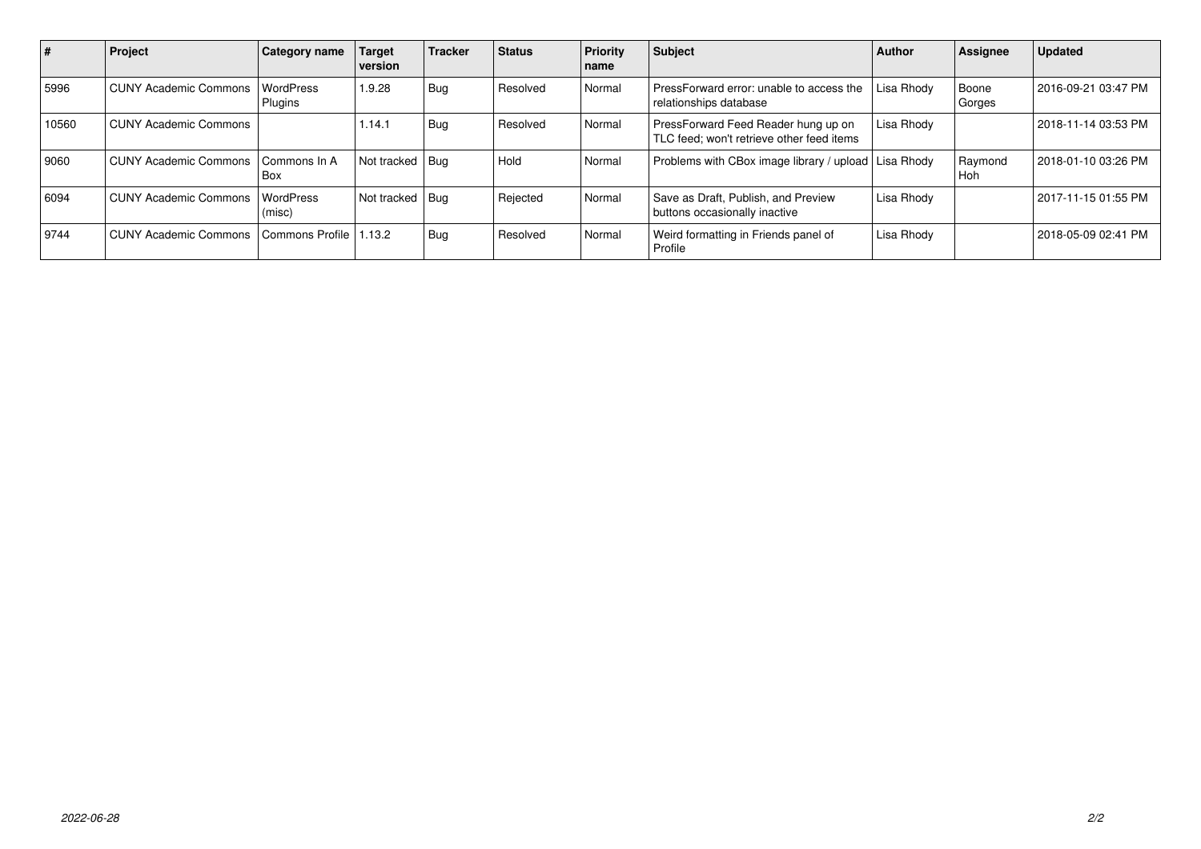| # | Project | Category name | Target version | Tracker | Status | Priority name | Subject | Author | Assignee | Updated |
|---|---|---|---|---|---|---|---|---|---|---|
| 5996 | CUNY Academic Commons | WordPress Plugins | 1.9.28 | Bug | Resolved | Normal | PressForward error: unable to access the relationships database | Lisa Rhody | Boone Gorges | 2016-09-21 03:47 PM |
| 10560 | CUNY Academic Commons | | 1.14.1 | Bug | Resolved | Normal | PressForward Feed Reader hung up on TLC feed; won't retrieve other feed items | Lisa Rhody | | 2018-11-14 03:53 PM |
| 9060 | CUNY Academic Commons | Commons In A Box | Not tracked | Bug | Hold | Normal | Problems with CBox image library / upload | Lisa Rhody | Raymond Hoh | 2018-01-10 03:26 PM |
| 6094 | CUNY Academic Commons | WordPress (misc) | Not tracked | Bug | Rejected | Normal | Save as Draft, Publish, and Preview buttons occasionally inactive | Lisa Rhody | | 2017-11-15 01:55 PM |
| 9744 | CUNY Academic Commons | Commons Profile | 1.13.2 | Bug | Resolved | Normal | Weird formatting in Friends panel of Profile | Lisa Rhody | | 2018-05-09 02:41 PM |